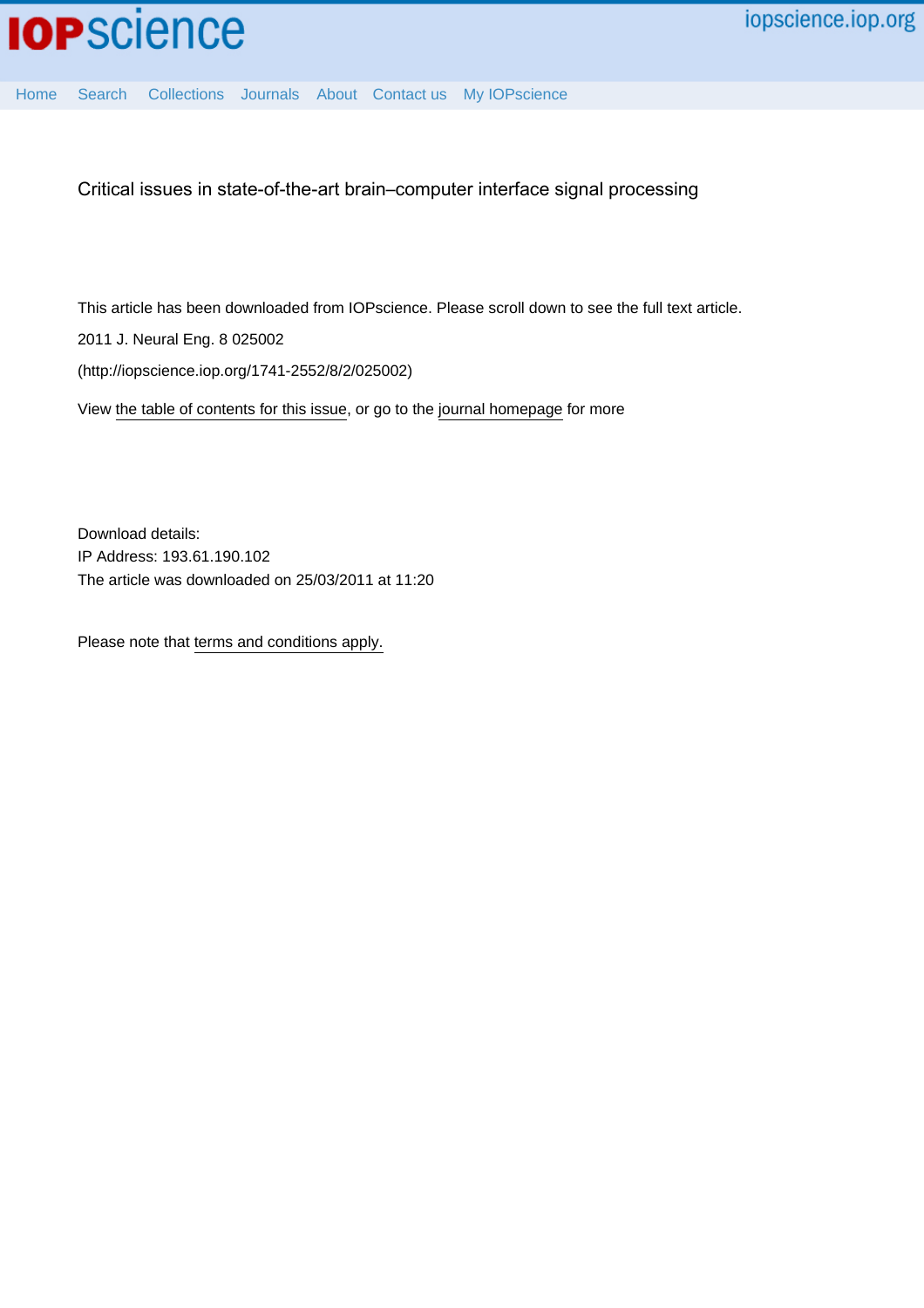Home Search Collections Journals About Contact us My IOPscience

# Critical issues in state-of-the-art brain–computer interface signal processing

This article has been downloaded from IOPscience. Please scroll down to see the full text article.

2011 J. Neural Eng. 8 025002

(http://iopscience.iop.org/1741-2552/8/2/025002)

View the table of contents for this issue, or go to the journal homepage for more

Download details:
IP Address: 193.61.190.102
The article was downloaded on 25/03/2011 at 11:20

Please note that terms and conditions apply.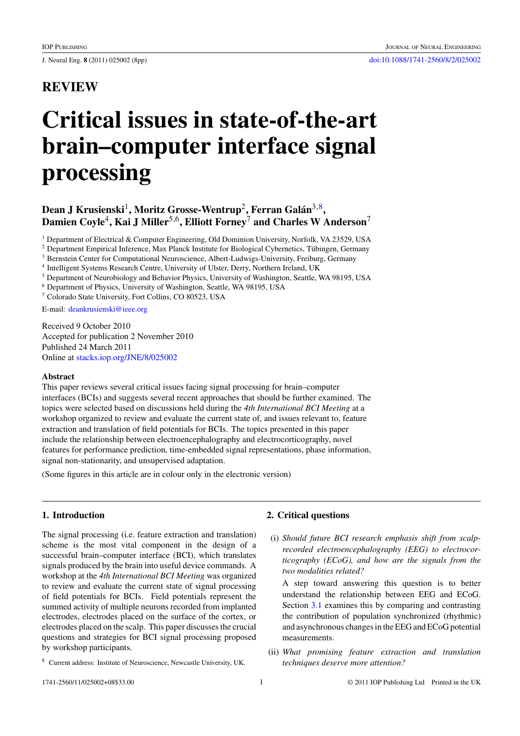# REVIEW

# Critical issues in state-of-the-art brain–computer interface signal processing

**Dean J Krusienski[1], Moritz Grosse-Wentrup[2], Ferran Galán[3,8], Damien Coyle[4], Kai J Miller[5,6], Elliott Forney[7] and Charles W Anderson[7]**

[1] Department of Electrical & Computer Engineering, Old Dominion University, Norfolk, VA 23529, USA
[2] Department Empirical Inference, Max Planck Institute for Biological Cybernetics, Tübingen, Germany
[3] Bernstein Center for Computational Neuroscience, Albert-Ludwigs-University, Freiburg, Germany
[4] Intelligent Systems Research Centre, University of Ulster, Derry, Northern Ireland, UK
[5] Department of Neurobiology and Behavior Physics, University of Washington, Seattle, WA 98195, USA
[6] Department of Physics, University of Washington, Seattle, WA 98195, USA
[7] Colorado State University, Fort Collins, CO 80523, USA

E-mail: deankrusienski@ieee.org

Received 9 October 2010
Accepted for publication 2 November 2010
Published 24 March 2011
Online at stacks.iop.org/JNE/8/025002

### Abstract

This paper reviews several critical issues facing signal processing for brain–computer interfaces (BCIs) and suggests several recent approaches that should be further examined. The topics were selected based on discussions held during the *4th International BCI Meeting* at a workshop organized to review and evaluate the current state of, and issues relevant to, feature extraction and translation of field potentials for BCIs. The topics presented in this paper include the relationship between electroencephalography and electrocorticography, novel features for performance prediction, time-embedded signal representations, phase information, signal non-stationarity, and unsupervised adaptation.

(Some figures in this article are in colour only in the electronic version)

## 1. Introduction

The signal processing (i.e. feature extraction and translation) scheme is the most vital component in the design of a successful brain–computer interface (BCI), which translates signals produced by the brain into useful device commands. A workshop at the *4th International BCI Meeting* was organized to review and evaluate the current state of signal processing of field potentials for BCIs. Field potentials represent the summed activity of multiple neurons recorded from implanted electrodes, electrodes placed on the surface of the cortex, or electrodes placed on the scalp. This paper discusses the crucial questions and strategies for BCI signal processing proposed by workshop participants.

[8] Current address: Institute of Neuroscience, Newcastle University, UK.

## 2. Critical questions

(i) *Should future BCI research emphasis shift from scalp-recorded electroencephalography (EEG) to electrocorticography (ECoG), and how are the signals from the two modalities related?*

A step toward answering this question is to better understand the relationship between EEG and ECoG. Section 3.1 examines this by comparing and contrasting the contribution of population synchronized (rhythmic) and asynchronous changes in the EEG and ECoG potential measurements.

(ii) *What promising feature extraction and translation techniques deserve more attention?*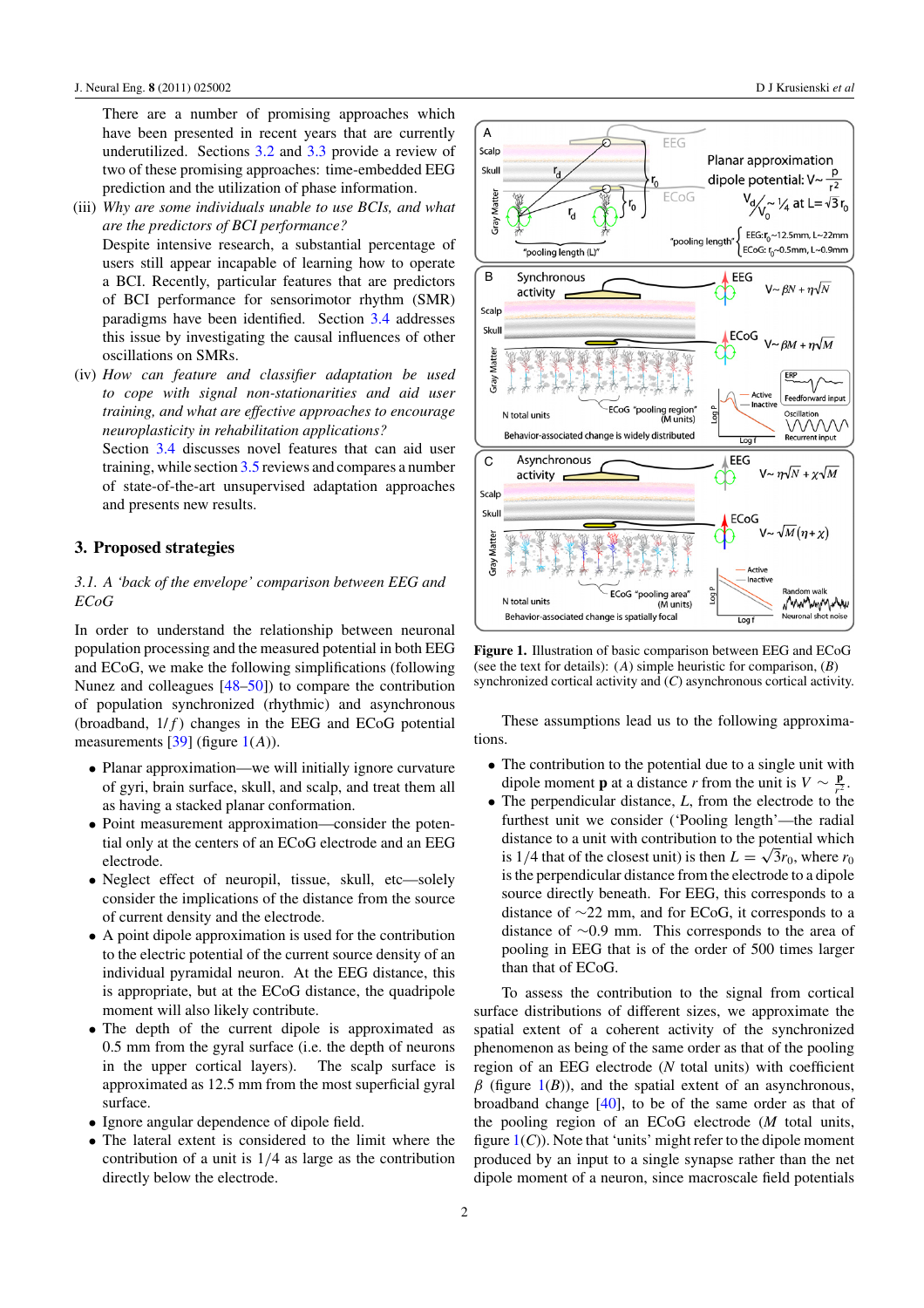There are a number of promising approaches which have been presented in recent years that are currently underutilized. Sections 3.2 and 3.3 provide a review of two of these promising approaches: time-embedded EEG prediction and the utilization of phase information.

(iii) *Why are some individuals unable to use BCIs, and what are the predictors of BCI performance?*
Despite intensive research, a substantial percentage of users still appear incapable of learning how to operate a BCI. Recently, particular features that are predictors of BCI performance for sensorimotor rhythm (SMR) paradigms have been identified. Section 3.4 addresses this issue by investigating the causal influences of other oscillations on SMRs.

(iv) *How can feature and classifier adaptation be used to cope with signal non-stationarities and user training, and what are effective approaches to encourage neuroplasticity in rehabilitation applications?*
Section 3.4 discusses novel features that can aid user training, while section 3.5 reviews and compares a number of state-of-the-art unsupervised adaptation approaches and presents new results.

## 3. Proposed strategies

### 3.1. A 'back of the envelope' comparison between EEG and ECoG

In order to understand the relationship between neuronal population processing and the measured potential in both EEG and ECoG, we make the following simplifications (following Nunez and colleagues [48–50]) to compare the contribution of population synchronized (rhythmic) and asynchronous (broadband, $1/f$) changes in the EEG and ECoG potential measurements [39] (figure 1(*A*)).

- Planar approximation—we will initially ignore curvature of gyri, brain surface, skull, and scalp, and treat them all as having a stacked planar conformation.
- Point measurement approximation—consider the potential only at the centers of an ECoG electrode and an EEG electrode.
- Neglect effect of neuropil, tissue, skull, etc—solely consider the implications of the distance from the source of current density and the electrode.
- A point dipole approximation is used for the contribution to the electric potential of the current source density of an individual pyramidal neuron. At the EEG distance, this is appropriate, but at the ECoG distance, the quadripole moment will also likely contribute.
- The depth of the current dipole is approximated as 0.5 mm from the gyral surface (i.e. the depth of neurons in the upper cortical layers). The scalp surface is approximated as 12.5 mm from the most superficial gyral surface.
- Ignore angular dependence of dipole field.
- The lateral extent is considered to the limit where the contribution of a unit is 1/4 as large as the contribution directly below the electrode.

**Figure 1.** Illustration of basic comparison between EEG and ECoG (see the text for details): (*A*) simple heuristic for comparison, (*B*) synchronized cortical activity and (*C*) asynchronous cortical activity.

These assumptions lead us to the following approximations.

- The contribution to the potential due to a single unit with dipole moment $\mathbf{p}$ at a distance $r$ from the unit is $V \sim \frac{\mathbf{p}}{r^2}$.
- The perpendicular distance, $L$, from the electrode to the furthest unit we consider ('Pooling length'—the radial distance to a unit with contribution to the potential which is 1/4 that of the closest unit) is then $L = \sqrt{3}r_0$, where $r_0$ is the perpendicular distance from the electrode to a dipole source directly beneath. For EEG, this corresponds to a distance of ~22 mm, and for ECoG, it corresponds to a distance of ~0.9 mm. This corresponds to the area of pooling in EEG that is of the order of 500 times larger than that of ECoG.

To assess the contribution to the signal from cortical surface distributions of different sizes, we approximate the spatial extent of a coherent activity of the synchronized phenomenon as being of the same order as that of the pooling region of an EEG electrode ($N$ total units) with coefficient $\beta$ (figure 1(*B*)), and the spatial extent of an asynchronous, broadband change [40], to be of the same order as that of the pooling region of an ECoG electrode ($M$ total units, figure 1(*C*)). Note that 'units' might refer to the dipole moment produced by an input to a single synapse rather than the net dipole moment of a neuron, since macroscale field potentials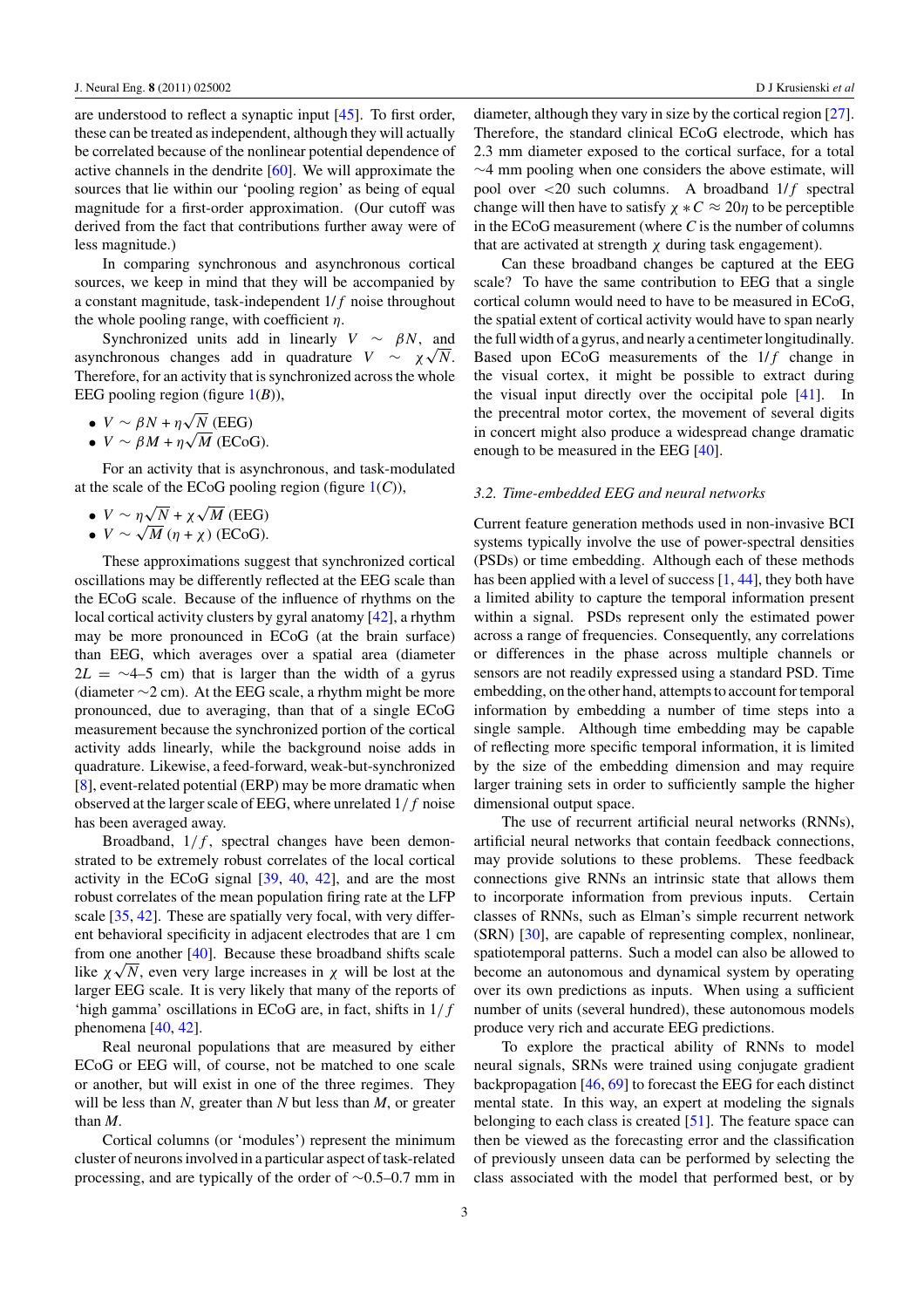are understood to reflect a synaptic input [45]. To first order, these can be treated as independent, although they will actually be correlated because of the nonlinear potential dependence of active channels in the dendrite [60]. We will approximate the sources that lie within our 'pooling region' as being of equal magnitude for a first-order approximation. (Our cutoff was derived from the fact that contributions further away were of less magnitude.)

In comparing synchronous and asynchronous cortical sources, we keep in mind that they will be accompanied by a constant magnitude, task-independent $1/f$ noise throughout the whole pooling range, with coefficient $\eta$.

Synchronized units add in linearly $V \sim \beta N$, and asynchronous changes add in quadrature $V \sim \chi\sqrt{N}$. Therefore, for an activity that is synchronized across the whole EEG pooling region (figure 1(*B*)),

- $V \sim \beta N + \eta\sqrt{N}$ (EEG)
- $V \sim \beta M + \eta\sqrt{M}$ (ECoG).

For an activity that is asynchronous, and task-modulated at the scale of the ECoG pooling region (figure 1(*C*)),

- $V \sim \eta\sqrt{N} + \chi\sqrt{M}$ (EEG)
- $V \sim \sqrt{M}\,(\eta + \chi)$ (ECoG).

These approximations suggest that synchronized cortical oscillations may be differently reflected at the EEG scale than the ECoG scale. Because of the influence of rhythms on the local cortical activity clusters by gyral anatomy [42], a rhythm may be more pronounced in ECoG (at the brain surface) than EEG, which averages over a spatial area (diameter $2L = \sim$4–5 cm) that is larger than the width of a gyrus (diameter ~2 cm). At the EEG scale, a rhythm might be more pronounced, due to averaging, than that of a single ECoG measurement because the synchronized portion of the cortical activity adds linearly, while the background noise adds in quadrature. Likewise, a feed-forward, weak-but-synchronized [8], event-related potential (ERP) may be more dramatic when observed at the larger scale of EEG, where unrelated $1/f$ noise has been averaged away.

Broadband, $1/f$, spectral changes have been demonstrated to be extremely robust correlates of the local cortical activity in the ECoG signal [39, 40, 42], and are the most robust correlates of the mean population firing rate at the LFP scale [35, 42]. These are spatially very focal, with very different behavioral specificity in adjacent electrodes that are 1 cm from one another [40]. Because these broadband shifts scale like $\chi\sqrt{N}$, even very large increases in $\chi$ will be lost at the larger EEG scale. It is very likely that many of the reports of 'high gamma' oscillations in ECoG are, in fact, shifts in $1/f$ phenomena [40, 42].

Real neuronal populations that are measured by either ECoG or EEG will, of course, not be matched to one scale or another, but will exist in one of the three regimes. They will be less than $N$, greater than $N$ but less than $M$, or greater than $M$.

Cortical columns (or 'modules') represent the minimum cluster of neurons involved in a particular aspect of task-related processing, and are typically of the order of ~0.5–0.7 mm in diameter, although they vary in size by the cortical region [27]. Therefore, the standard clinical ECoG electrode, which has 2.3 mm diameter exposed to the cortical surface, for a total ~4 mm pooling when one considers the above estimate, will pool over <20 such columns. A broadband $1/f$ spectral change will then have to satisfy $\chi * C \approx 20\eta$ to be perceptible in the ECoG measurement (where $C$ is the number of columns that are activated at strength $\chi$ during task engagement).

Can these broadband changes be captured at the EEG scale? To have the same contribution to EEG that a single cortical column would need to have to be measured in ECoG, the spatial extent of cortical activity would have to span nearly the full width of a gyrus, and nearly a centimeter longitudinally. Based upon ECoG measurements of the $1/f$ change in the visual cortex, it might be possible to extract during the visual input directly over the occipital pole [41]. In the precentral motor cortex, the movement of several digits in concert might also produce a widespread change dramatic enough to be measured in the EEG [40].

### *3.2. Time-embedded EEG and neural networks*

Current feature generation methods used in non-invasive BCI systems typically involve the use of power-spectral densities (PSDs) or time embedding. Although each of these methods has been applied with a level of success [1, 44], they both have a limited ability to capture the temporal information present within a signal. PSDs represent only the estimated power across a range of frequencies. Consequently, any correlations or differences in the phase across multiple channels or sensors are not readily expressed using a standard PSD. Time embedding, on the other hand, attempts to account for temporal information by embedding a number of time steps into a single sample. Although time embedding may be capable of reflecting more specific temporal information, it is limited by the size of the embedding dimension and may require larger training sets in order to sufficiently sample the higher dimensional output space.

The use of recurrent artificial neural networks (RNNs), artificial neural networks that contain feedback connections, may provide solutions to these problems. These feedback connections give RNNs an intrinsic state that allows them to incorporate information from previous inputs. Certain classes of RNNs, such as Elman's simple recurrent network (SRN) [30], are capable of representing complex, nonlinear, spatiotemporal patterns. Such a model can also be allowed to become an autonomous and dynamical system by operating over its own predictions as inputs. When using a sufficient number of units (several hundred), these autonomous models produce very rich and accurate EEG predictions.

To explore the practical ability of RNNs to model neural signals, SRNs were trained using conjugate gradient backpropagation [46, 69] to forecast the EEG for each distinct mental state. In this way, an expert at modeling the signals belonging to each class is created [51]. The feature space can then be viewed as the forecasting error and the classification of previously unseen data can be performed by selecting the class associated with the model that performed best, or by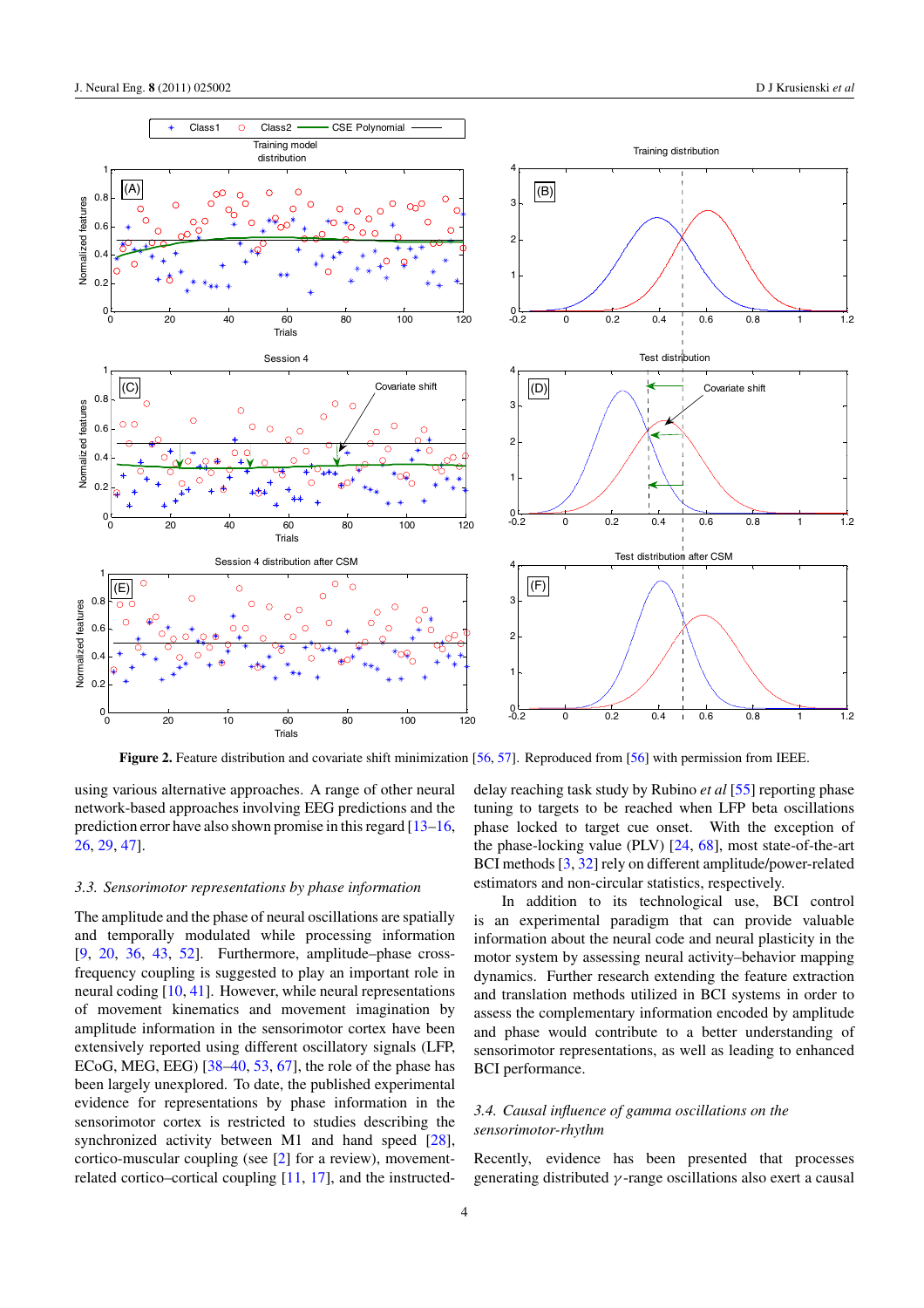**Figure 2.** Feature distribution and covariate shift minimization [56, 57]. Reproduced from [56] with permission from IEEE.

using various alternative approaches. A range of other neural network-based approaches involving EEG predictions and the prediction error have also shown promise in this regard [13–16, 26, 29, 47].

### *3.3. Sensorimotor representations by phase information*

The amplitude and the phase of neural oscillations are spatially and temporally modulated while processing information [9, 20, 36, 43, 52]. Furthermore, amplitude–phase cross-frequency coupling is suggested to play an important role in neural coding [10, 41]. However, while neural representations of movement kinematics and movement imagination by amplitude information in the sensorimotor cortex have been extensively reported using different oscillatory signals (LFP, ECoG, MEG, EEG) [38–40, 53, 67], the role of the phase has been largely unexplored. To date, the published experimental evidence for representations by phase information in the sensorimotor cortex is restricted to studies describing the synchronized activity between M1 and hand speed [28], cortico-muscular coupling (see [2] for a review), movement-related cortico–cortical coupling [11, 17], and the instructed-delay reaching task study by Rubino *et al* [55] reporting phase tuning to targets to be reached when LFP beta oscillations phase locked to target cue onset. With the exception of the phase-locking value (PLV) [24, 68], most state-of-the-art BCI methods [3, 32] rely on different amplitude/power-related estimators and non-circular statistics, respectively.

In addition to its technological use, BCI control is an experimental paradigm that can provide valuable information about the neural code and neural plasticity in the motor system by assessing neural activity–behavior mapping dynamics. Further research extending the feature extraction and translation methods utilized in BCI systems in order to assess the complementary information encoded by amplitude and phase would contribute to a better understanding of sensorimotor representations, as well as leading to enhanced BCI performance.

### *3.4. Causal influence of gamma oscillations on the sensorimotor-rhythm*

Recently, evidence has been presented that processes generating distributed $\gamma$-range oscillations also exert a causal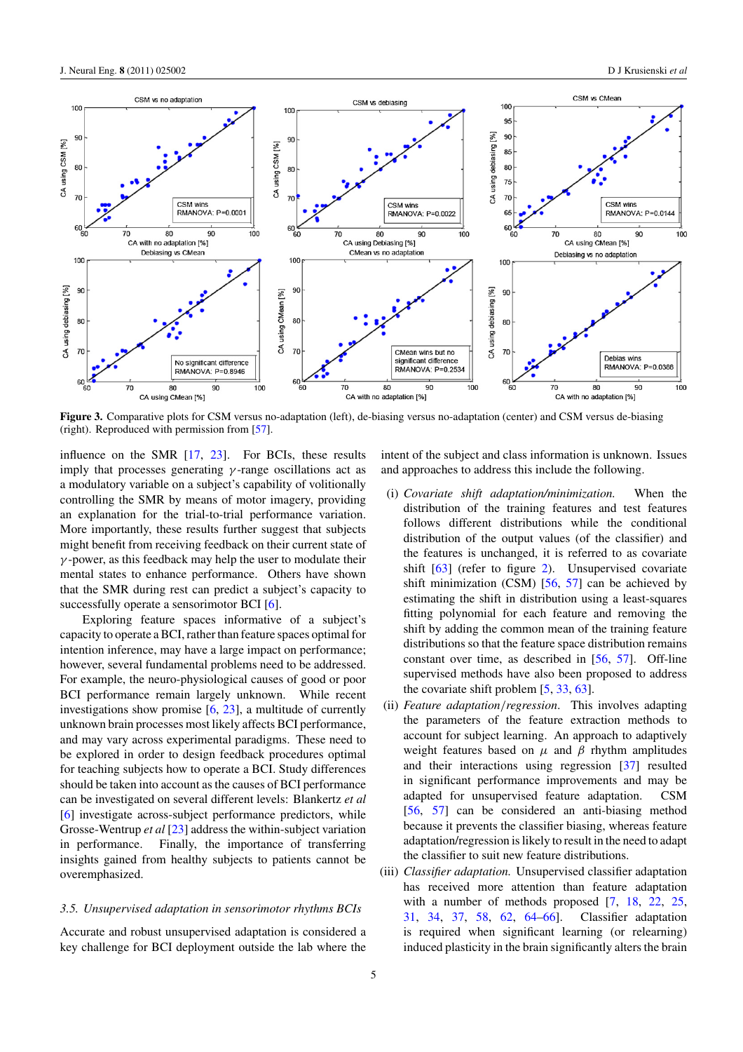**Figure 3.** Comparative plots for CSM versus no-adaptation (left), de-biasing versus no-adaptation (center) and CSM versus de-biasing (right). Reproduced with permission from [57].

influence on the SMR [17, 23]. For BCIs, these results imply that processes generating $\gamma$-range oscillations act as a modulatory variable on a subject's capability of volitionally controlling the SMR by means of motor imagery, providing an explanation for the trial-to-trial performance variation. More importantly, these results further suggest that subjects might benefit from receiving feedback on their current state of $\gamma$-power, as this feedback may help the user to modulate their mental states to enhance performance. Others have shown that the SMR during rest can predict a subject's capacity to successfully operate a sensorimotor BCI [6].

Exploring feature spaces informative of a subject's capacity to operate a BCI, rather than feature spaces optimal for intention inference, may have a large impact on performance; however, several fundamental problems need to be addressed. For example, the neuro-physiological causes of good or poor BCI performance remain largely unknown. While recent investigations show promise [6, 23], a multitude of currently unknown brain processes most likely affects BCI performance, and may vary across experimental paradigms. These need to be explored in order to design feedback procedures optimal for teaching subjects how to operate a BCI. Study differences should be taken into account as the causes of BCI performance can be investigated on several different levels: Blankertz *et al* [6] investigate across-subject performance predictors, while Grosse-Wentrup *et al* [23] address the within-subject variation in performance. Finally, the importance of transferring insights gained from healthy subjects to patients cannot be overemphasized.

### *3.5. Unsupervised adaptation in sensorimotor rhythms BCIs*

Accurate and robust unsupervised adaptation is considered a key challenge for BCI deployment outside the lab where the intent of the subject and class information is unknown. Issues and approaches to address this include the following.

(i) *Covariate shift adaptation/minimization.* When the distribution of the training features and test features follows different distributions while the conditional distribution of the output values (of the classifier) and the features is unchanged, it is referred to as covariate shift [63] (refer to figure 2). Unsupervised covariate shift minimization (CSM) [56, 57] can be achieved by estimating the shift in distribution using a least-squares fitting polynomial for each feature and removing the shift by adding the common mean of the training feature distributions so that the feature space distribution remains constant over time, as described in [56, 57]. Off-line supervised methods have also been proposed to address the covariate shift problem [5, 33, 63].

(ii) *Feature adaptation/regression.* This involves adapting the parameters of the feature extraction methods to account for subject learning. An approach to adaptively weight features based on $\mu$ and $\beta$ rhythm amplitudes and their interactions using regression [37] resulted in significant performance improvements and may be adapted for unsupervised feature adaptation. CSM [56, 57] can be considered an anti-biasing method because it prevents the classifier biasing, whereas feature adaptation/regression is likely to result in the need to adapt the classifier to suit new feature distributions.

(iii) *Classifier adaptation.* Unsupervised classifier adaptation has received more attention than feature adaptation with a number of methods proposed [7, 18, 22, 25, 31, 34, 37, 58, 62, 64–66]. Classifier adaptation is required when significant learning (or relearning) induced plasticity in the brain significantly alters the brain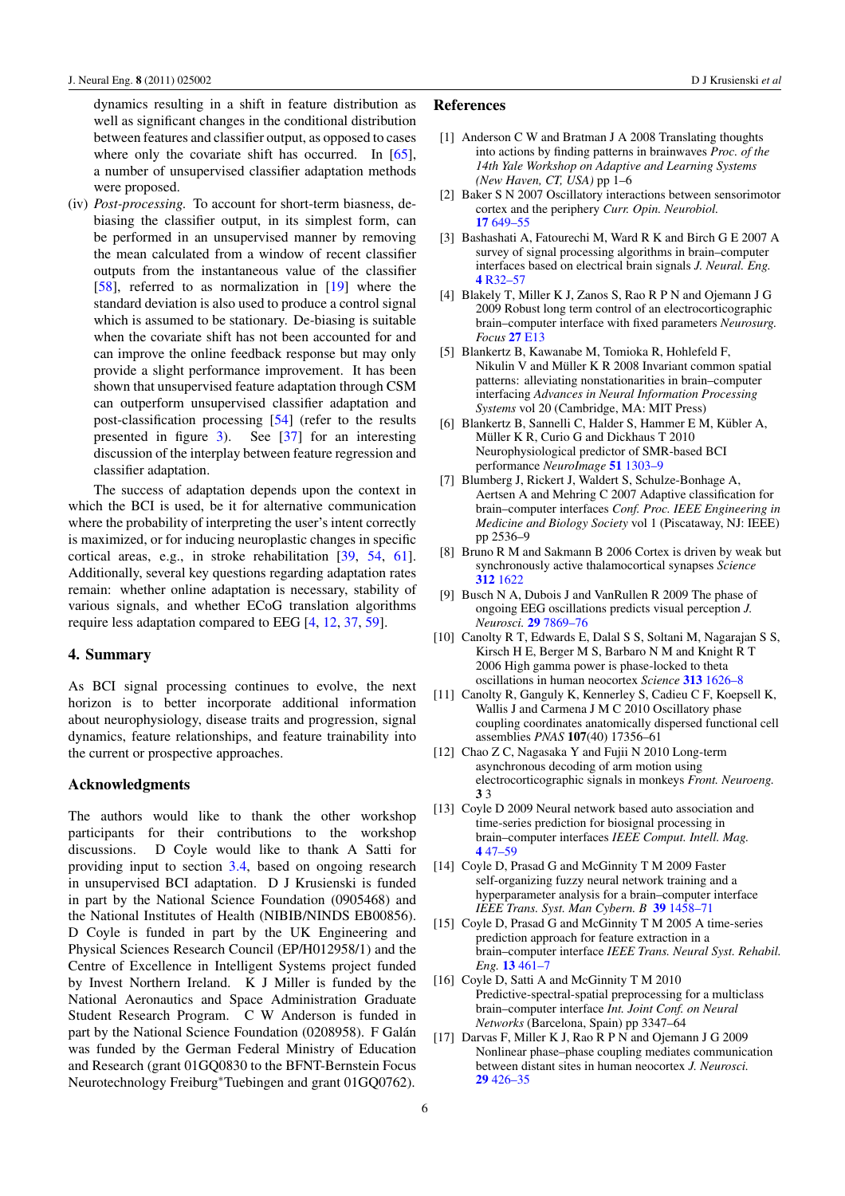dynamics resulting in a shift in feature distribution as well as significant changes in the conditional distribution between features and classifier output, as opposed to cases where only the covariate shift has occurred. In [65], a number of unsupervised classifier adaptation methods were proposed.

(iv) *Post-processing.* To account for short-term biasness, de-biasing the classifier output, in its simplest form, can be performed in an unsupervised manner by removing the mean calculated from a window of recent classifier outputs from the instantaneous value of the classifier [58], referred to as normalization in [19] where the standard deviation is also used to produce a control signal which is assumed to be stationary. De-biasing is suitable when the covariate shift has not been accounted for and can improve the online feedback response but may only provide a slight performance improvement. It has been shown that unsupervised feature adaptation through CSM can outperform unsupervised classifier adaptation and post-classification processing [54] (refer to the results presented in figure 3). See [37] for an interesting discussion of the interplay between feature regression and classifier adaptation.

The success of adaptation depends upon the context in which the BCI is used, be it for alternative communication where the probability of interpreting the user's intent correctly is maximized, or for inducing neuroplastic changes in specific cortical areas, e.g., in stroke rehabilitation [39, 54, 61]. Additionally, several key questions regarding adaptation rates remain: whether online adaptation is necessary, stability of various signals, and whether ECoG translation algorithms require less adaptation compared to EEG [4, 12, 37, 59].

## 4. Summary

As BCI signal processing continues to evolve, the next horizon is to better incorporate additional information about neurophysiology, disease traits and progression, signal dynamics, feature relationships, and feature trainability into the current or prospective approaches.

## Acknowledgments

The authors would like to thank the other workshop participants for their contributions to the workshop discussions. D Coyle would like to thank A Satti for providing input to section 3.4, based on ongoing research in unsupervised BCI adaptation. D J Krusienski is funded in part by the National Science Foundation (0905468) and the National Institutes of Health (NIBIB/NINDS EB00856). D Coyle is funded in part by the UK Engineering and Physical Sciences Research Council (EP/H012958/1) and the Centre of Excellence in Intelligent Systems project funded by Invest Northern Ireland. K J Miller is funded by the National Aeronautics and Space Administration Graduate Student Research Program. C W Anderson is funded in part by the National Science Foundation (0208958). F Galán was funded by the German Federal Ministry of Education and Research (grant 01GQ0830 to the BFNT-Bernstein Focus Neurotechnology Freiburg*Tuebingen and grant 01GQ0762).

## References

[1] Anderson C W and Bratman J A 2008 Translating thoughts into actions by finding patterns in brainwaves *Proc. of the 14th Yale Workshop on Adaptive and Learning Systems (New Haven, CT, USA)* pp 1–6

[2] Baker S N 2007 Oscillatory interactions between sensorimotor cortex and the periphery *Curr. Opin. Neurobiol.* **17** 649–55

[3] Bashashati A, Fatourechi M, Ward R K and Birch G E 2007 A survey of signal processing algorithms in brain–computer interfaces based on electrical brain signals *J. Neural. Eng.* **4** R32–57

[4] Blakely T, Miller K J, Zanos S, Rao R P N and Ojemann J G 2009 Robust long term control of an electrocorticographic brain–computer interface with fixed parameters *Neurosurg. Focus* **27** E13

[5] Blankertz B, Kawanabe M, Tomioka R, Hohlefeld F, Nikulin V and Müller K R 2008 Invariant common spatial patterns: alleviating nonstationarities in brain–computer interfacing *Advances in Neural Information Processing Systems* vol 20 (Cambridge, MA: MIT Press)

[6] Blankertz B, Sannelli C, Halder S, Hammer E M, Kübler A, Müller K R, Curio G and Dickhaus T 2010 Neurophysiological predictor of SMR-based BCI performance *NeuroImage* **51** 1303–9

[7] Blumberg J, Rickert J, Waldert S, Schulze-Bonhage A, Aertsen A and Mehring C 2007 Adaptive classification for brain–computer interfaces *Conf. Proc. IEEE Engineering in Medicine and Biology Society* vol 1 (Piscataway, NJ: IEEE) pp 2536–9

[8] Bruno R M and Sakmann B 2006 Cortex is driven by weak but synchronously active thalamocortical synapses *Science* **312** 1622

[9] Busch N A, Dubois J and VanRullen R 2009 The phase of ongoing EEG oscillations predicts visual perception *J. Neurosci.* **29** 7869–76

[10] Canolty R T, Edwards E, Dalal S S, Soltani M, Nagarajan S S, Kirsch H E, Berger M S, Barbaro N M and Knight R T 2006 High gamma power is phase-locked to theta oscillations in human neocortex *Science* **313** 1626–8

[11] Canolty R T, Ganguly K, Kennerley S, Cadieu C F, Koepsell K, Wallis J and Carmena J M C 2010 Oscillatory phase coupling coordinates anatomically dispersed functional cell assemblies *PNAS* **107**(40) 17356–61

[12] Chao Z C, Nagasaka Y and Fujii N 2010 Long-term asynchronous decoding of arm motion using electrocorticographic signals in monkeys *Front. Neuroeng.* **3** 3

[13] Coyle D 2009 Neural network based auto association and time-series prediction for biosignal processing in brain–computer interfaces *IEEE Comput. Intell. Mag.* **4** 47–59

[14] Coyle D, Prasad G and McGinnity T M 2009 Faster self-organizing fuzzy neural network training and a hyperparameter analysis for a brain–computer interface *IEEE Trans. Syst. Man Cybern. B* **39** 1458–71

[15] Coyle D, Prasad G and McGinnity T M 2005 A time-series prediction approach for feature extraction in a brain–computer interface *IEEE Trans. Neural Syst. Rehabil. Eng.* **13** 461–7

[16] Coyle D, Satti A and McGinnity T M 2010 Predictive-spectral-spatial preprocessing for a multiclass brain–computer interface *Int. Joint Conf. on Neural Networks* (Barcelona, Spain) pp 3347–64

[17] Darvas F, Miller K J, Rao R P N and Ojemann J G 2009 Nonlinear phase–phase coupling mediates communication between distant sites in human neocortex *J. Neurosci.* **29** 426–35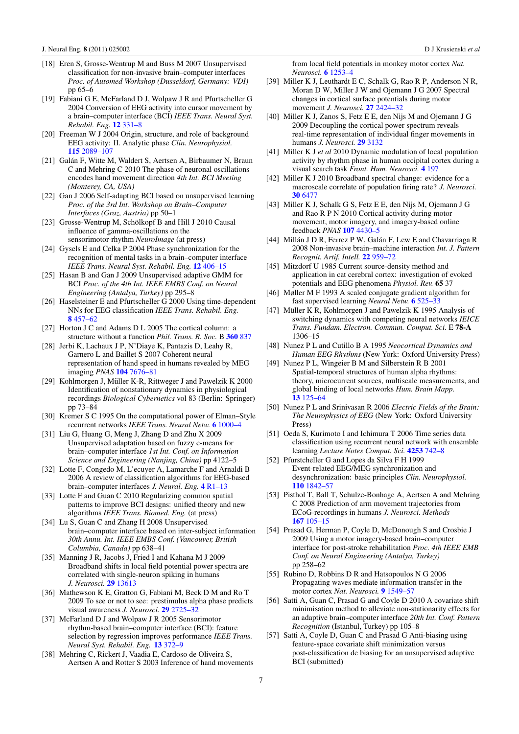[18] Eren S, Grosse-Wentrup M and Buss M 2007 Unsupervised classification for non-invasive brain–computer interfaces *Proc. of Automed Workshop (Dusseldorf, Germany: VDI)* pp 65–6

[19] Fabiani G E, McFarland D J, Wolpaw J R and Pfurtscheller G 2004 Conversion of EEG activity into cursor movement by a brain–computer interface (BCI) *IEEE Trans. Neural Syst. Rehabil. Eng.* **12** 331–8

[20] Freeman W J 2004 Origin, structure, and role of background EEG activity: II. Analytic phase *Clin. Neurophysiol.* **115** 2089–107

[21] Galán F, Witte M, Waldert S, Aertsen A, Birbaumer N, Braun C and Mehring C 2010 The phase of neuronal oscillations encodes hand movement direction *4th Int. BCI Meeting (Monterey, CA, USA)*

[22] Gan J 2006 Self-adapting BCI based on unsupervised learning *Proc. of the 3rd Int. Workshop on Brain–Computer Interfaces (Graz, Austria)* pp 50–1

[23] Grosse-Wentrup M, Schölkopf B and Hill J 2010 Causal influence of gamma-oscillations on the sensorimotor-rhythm *NeuroImage* (at press)

[24] Gysels E and Celka P 2004 Phase synchronization for the recognition of mental tasks in a brain–computer interface *IEEE Trans. Neural Syst. Rehabil. Eng.* **12** 406–15

[25] Hasan B and Gan J 2009 Unsupervised adaptive GMM for BCI *Proc. of the 4th Int. IEEE EMBS Conf. on Neural Engineering (Antalya, Turkey)* pp 295–8

[26] Haselsteiner E and Pfurtscheller G 2000 Using time-dependent NNs for EEG classification *IEEE Trans. Rehabil. Eng.* **8** 457–62

[27] Horton J C and Adams D L 2005 The cortical column: a structure without a function *Phil. Trans. R. Soc.* B **360** 837

[28] Jerbi K, Lachaux J P, N'Diaye K, Pantazis D, Leahy R, Garnero L and Baillet S 2007 Coherent neural representation of hand speed in humans revealed by MEG imaging *PNAS* **104** 7676–81

[29] Kohlmorgen J, Müller K-R, Rittweger J and Pawelzik K 2000 Identification of nonstationary dynamics in physiological recordings *Biological Cybernetics* vol 83 (Berlin: Springer) pp 73–84

[30] Kremer S C 1995 On the computational power of Elman–Style recurrent networks *IEEE Trans. Neural Netw.* **6** 1000–4

[31] Liu G, Huang G, Meng J, Zhang D and Zhu X 2009 Unsupervised adaptation based on fuzzy c-means for brain–computer interface *1st Int. Conf. on Information Science and Engineering (Nanjing, China)* pp 4122–5

[32] Lotte F, Congedo M, L'ecuyer A, Lamarche F and Arnaldi B 2006 A review of classification algorithms for EEG-based brain–computer interfaces *J. Neural. Eng.* **4** R1–13

[33] Lotte F and Guan C 2010 Regularizing common spatial patterns to improve BCI designs: unified theory and new algorithms *IEEE Trans. Biomed. Eng.* (at press)

[34] Lu S, Guan C and Zhang H 2008 Unsupervised brain–computer interface based on inter-subject information *30th Annu. Int. IEEE EMBS Conf. (Vancouver, British Columbia, Canada)* pp 638–41

[35] Manning J R, Jacobs J, Fried I and Kahana M J 2009 Broadband shifts in local field potential power spectra are correlated with single-neuron spiking in humans *J. Neurosci.* **29** 13613

[36] Mathewson K E, Gratton G, Fabiani M, Beck D M and Ro T 2009 To see or not to see: prestimulus alpha phase predicts visual awareness *J. Neurosci.* **29** 2725–32

[37] McFarland D J and Wolpaw J R 2005 Sensorimotor rhythm-based brain–computer interface (BCI): feature selection by regression improves performance *IEEE Trans. Neural Syst. Rehabil. Eng.* **13** 372–9

[38] Mehring C, Rickert J, Vaadia E, Cardoso de Oliveira S, Aertsen A and Rotter S 2003 Inference of hand movements from local field potentials in monkey motor cortex *Nat. Neurosci.* **6** 1253–4

[39] Miller K J, Leuthardt E C, Schalk G, Rao R P, Anderson N R, Moran D W, Miller J W and Ojemann J G 2007 Spectral changes in cortical surface potentials during motor movement *J. Neurosci.* **27** 2424–32

[40] Miller K J, Zanos S, Fetz E E, den Nijs M and Ojemann J G 2009 Decoupling the cortical power spectrum reveals real-time representation of individual finger movements in humans *J. Neurosci.* **29** 3132

[41] Miller K J *et al* 2010 Dynamic modulation of local population activity by rhythm phase in human occipital cortex during a visual search task *Front. Hum. Neurosci.* **4** 197

[42] Miller K J 2010 Broadband spectral change: evidence for a macroscale correlate of population firing rate? *J. Neurosci.* **30** 6477

[43] Miller K J, Schalk G S, Fetz E E, den Nijs M, Ojemann J G and Rao R P N 2010 Cortical activity during motor movement, motor imagery, and imagery-based online feedback *PNAS* **107** 4430–5

[44] Millán J D R, Ferrez P W, Galán F, Lew E and Chavarriaga R 2008 Non-invasive brain–machine interaction *Int. J. Pattern Recognit. Artif. Intell.* **22** 959–72

[45] Mitzdorf U 1985 Current source-density method and application in cat cerebral cortex: investigation of evoked potentials and EEG phenomena *Physiol. Rev.* **65** 37

[46] Møller M F 1993 A scaled conjugate gradient algorithm for fast supervised learning *Neural Netw.* **6** 525–33

[47] Müller K R, Kohlmorgen J and Pawelzik K 1995 Analysis of switching dynamics with competing neural networks *IEICE Trans. Fundam. Electron. Commun. Comput. Sci.* E **78-A** 1306–15

[48] Nunez P L and Cutillo B A 1995 *Neocortical Dynamics and Human EEG Rhythms* (New York: Oxford University Press)

[49] Nunez P L, Wingeier B M and Silberstein R B 2001 Spatial-temporal structures of human alpha rhythms: theory, microcurrent sources, multiscale measurements, and global binding of local networks *Hum. Brain Mapp.* **13** 125–64

[50] Nunez P L and Srinivasan R 2006 *Electric Fields of the Brain: The Neurophysics of EEG* (New York: Oxford University Press)

[51] Oeda S, Kurimoto I and Ichimura T 2006 Time series data classification using recurrent neural network with ensemble learning *Lecture Notes Comput. Sci.* **4253** 742–8

[52] Pfurtscheller G and Lopes da Silva F H 1999 Event-related EEG/MEG synchronization and desynchronization: basic principles *Clin. Neurophysiol.* **110** 1842–57

[53] Pistohl T, Ball T, Schulze-Bonhage A, Aertsen A and Mehring C 2008 Prediction of arm movement trajectories from ECoG-recordings in humans *J. Neurosci. Methods* **167** 105–15

[54] Prasad G, Herman P, Coyle D, McDonough S and Crosbie J 2009 Using a motor imagery-based brain–computer interface for post-stroke rehabilitation *Proc. 4th IEEE EMB Conf. on Neural Engineering (Antalya, Turkey)* pp 258–62

[55] Rubino D, Robbins D R and Hatsopoulos N G 2006 Propagating waves mediate information transfer in the motor cortex *Nat. Neurosci.* **9** 1549–57

[56] Satti A, Guan C, Prasad G and Coyle D 2010 A covariate shift minimisation method to alleviate non-stationarity effects for an adaptive brain–computer interface *20th Int. Conf. Pattern Recognition* (Istanbul, Turkey) pp 105–8

[57] Satti A, Coyle D, Guan C and Prasad G Anti-biasing using feature-space covariate shift minimization versus post-classification de biasing for an unsupervised adaptive BCI (submitted)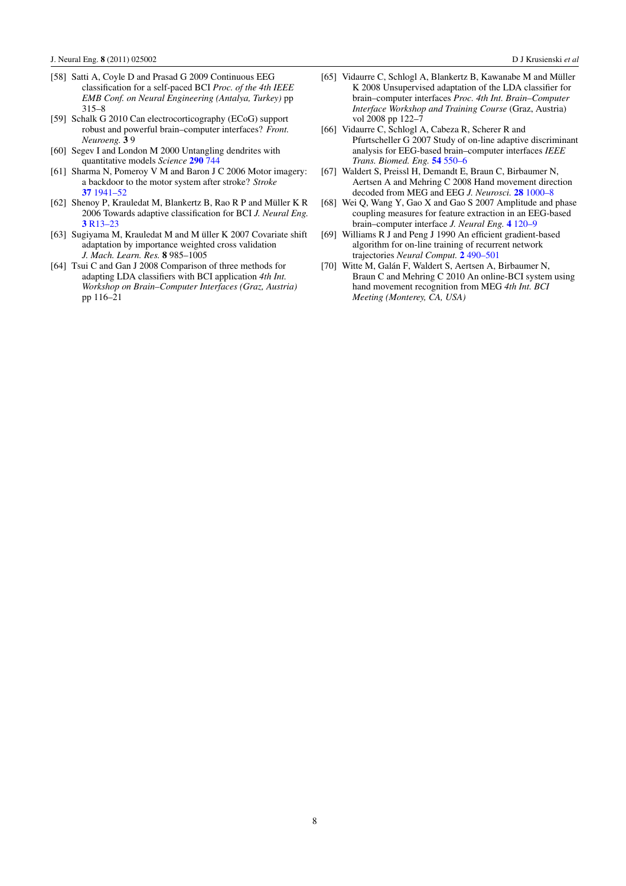[58] Satti A, Coyle D and Prasad G 2009 Continuous EEG classification for a self-paced BCI *Proc. of the 4th IEEE EMB Conf. on Neural Engineering (Antalya, Turkey)* pp 315–8

[59] Schalk G 2010 Can electrocorticography (ECoG) support robust and powerful brain–computer interfaces? *Front. Neuroeng.* **3** 9

[60] Segev I and London M 2000 Untangling dendrites with quantitative models *Science* **290** 744

[61] Sharma N, Pomeroy V M and Baron J C 2006 Motor imagery: a backdoor to the motor system after stroke? *Stroke* **37** 1941–52

[62] Shenoy P, Krauledat M, Blankertz B, Rao R P and Müller K R 2006 Towards adaptive classification for BCI *J. Neural Eng.* **3** R13–23

[63] Sugiyama M, Krauledat M and M üller K 2007 Covariate shift adaptation by importance weighted cross validation *J. Mach. Learn. Res.* **8** 985–1005

[64] Tsui C and Gan J 2008 Comparison of three methods for adapting LDA classifiers with BCI application *4th Int. Workshop on Brain–Computer Interfaces (Graz, Austria)* pp 116–21

[65] Vidaurre C, Schlogl A, Blankertz B, Kawanabe M and Müller K 2008 Unsupervised adaptation of the LDA classifier for brain–computer interfaces *Proc. 4th Int. Brain–Computer Interface Workshop and Training Course* (Graz, Austria) vol 2008 pp 122–7

[66] Vidaurre C, Schlogl A, Cabeza R, Scherer R and Pfurtscheller G 2007 Study of on-line adaptive discriminant analysis for EEG-based brain–computer interfaces *IEEE Trans. Biomed. Eng.* **54** 550–6

[67] Waldert S, Preissl H, Demandt E, Braun C, Birbaumer N, Aertsen A and Mehring C 2008 Hand movement direction decoded from MEG and EEG *J. Neurosci.* **28** 1000–8

[68] Wei Q, Wang Y, Gao X and Gao S 2007 Amplitude and phase coupling measures for feature extraction in an EEG-based brain–computer interface *J. Neural Eng.* **4** 120–9

[69] Williams R J and Peng J 1990 An efficient gradient-based algorithm for on-line training of recurrent network trajectories *Neural Comput.* **2** 490–501

[70] Witte M, Galán F, Waldert S, Aertsen A, Birbaumer N, Braun C and Mehring C 2010 An online-BCI system using hand movement recognition from MEG *4th Int. BCI Meeting (Monterey, CA, USA)*